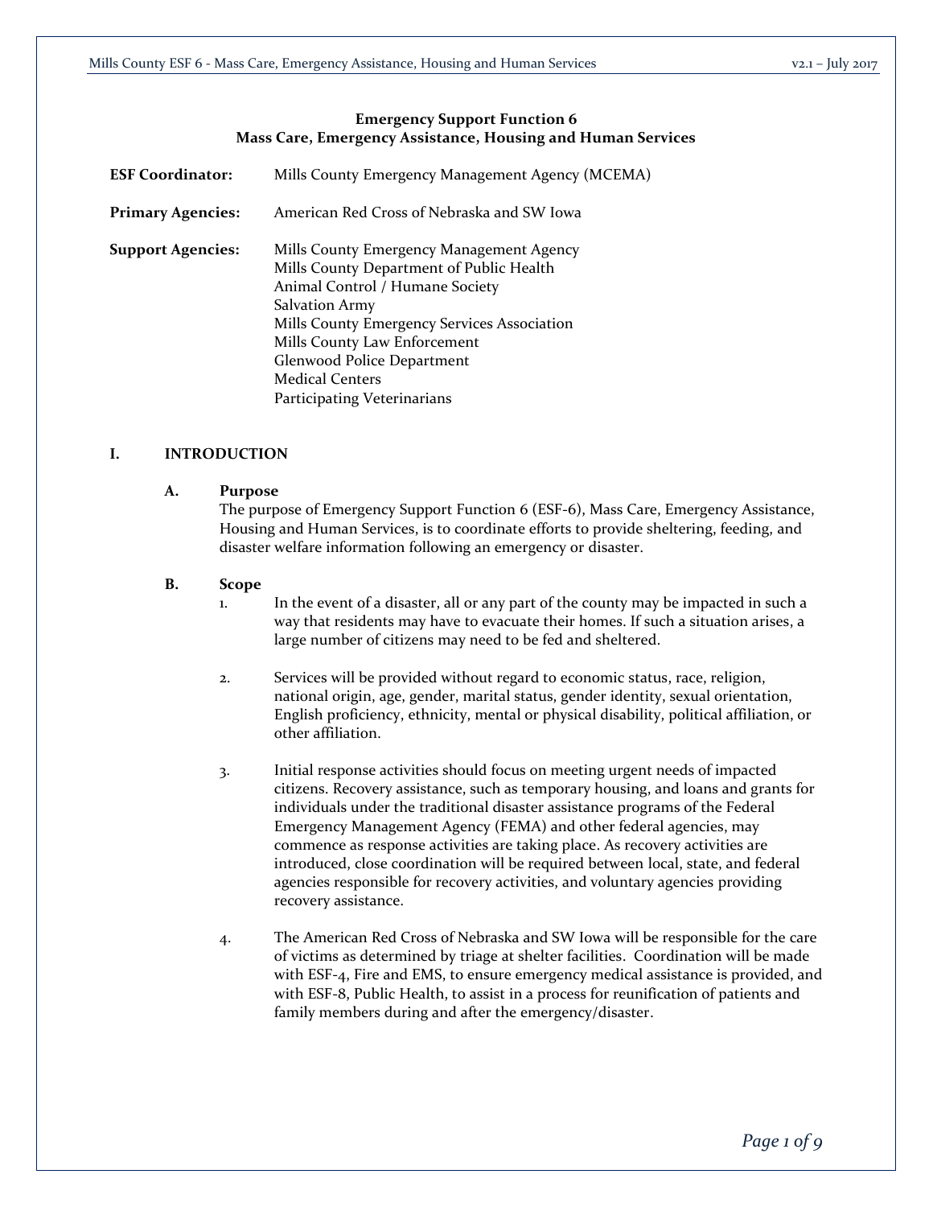# Emergency Support Function 6
## Mass Care, Emergency Assistance, Housing and Human Services

**ESF Coordinator:** Mills County Emergency Management Agency (MCEMA)

**Primary Agencies:** American Red Cross of Nebraska and SW Iowa

**Support Agencies:**
Mills County Emergency Management Agency
Mills County Department of Public Health
Animal Control / Humane Society
Salvation Army
Mills County Emergency Services Association
Mills County Law Enforcement
Glenwood Police Department
Medical Centers
Participating Veterinarians

## I. INTRODUCTION

### A. Purpose

The purpose of Emergency Support Function 6 (ESF-6), Mass Care, Emergency Assistance, Housing and Human Services, is to coordinate efforts to provide sheltering, feeding, and disaster welfare information following an emergency or disaster.

### B. Scope

1. In the event of a disaster, all or any part of the county may be impacted in such a way that residents may have to evacuate their homes. If such a situation arises, a large number of citizens may need to be fed and sheltered.

2. Services will be provided without regard to economic status, race, religion, national origin, age, gender, marital status, gender identity, sexual orientation, English proficiency, ethnicity, mental or physical disability, political affiliation, or other affiliation.

3. Initial response activities should focus on meeting urgent needs of impacted citizens. Recovery assistance, such as temporary housing, and loans and grants for individuals under the traditional disaster assistance programs of the Federal Emergency Management Agency (FEMA) and other federal agencies, may commence as response activities are taking place. As recovery activities are introduced, close coordination will be required between local, state, and federal agencies responsible for recovery activities, and voluntary agencies providing recovery assistance.

4. The American Red Cross of Nebraska and SW Iowa will be responsible for the care of victims as determined by triage at shelter facilities. Coordination will be made with ESF-4, Fire and EMS, to ensure emergency medical assistance is provided, and with ESF-8, Public Health, to assist in a process for reunification of patients and family members during and after the emergency/disaster.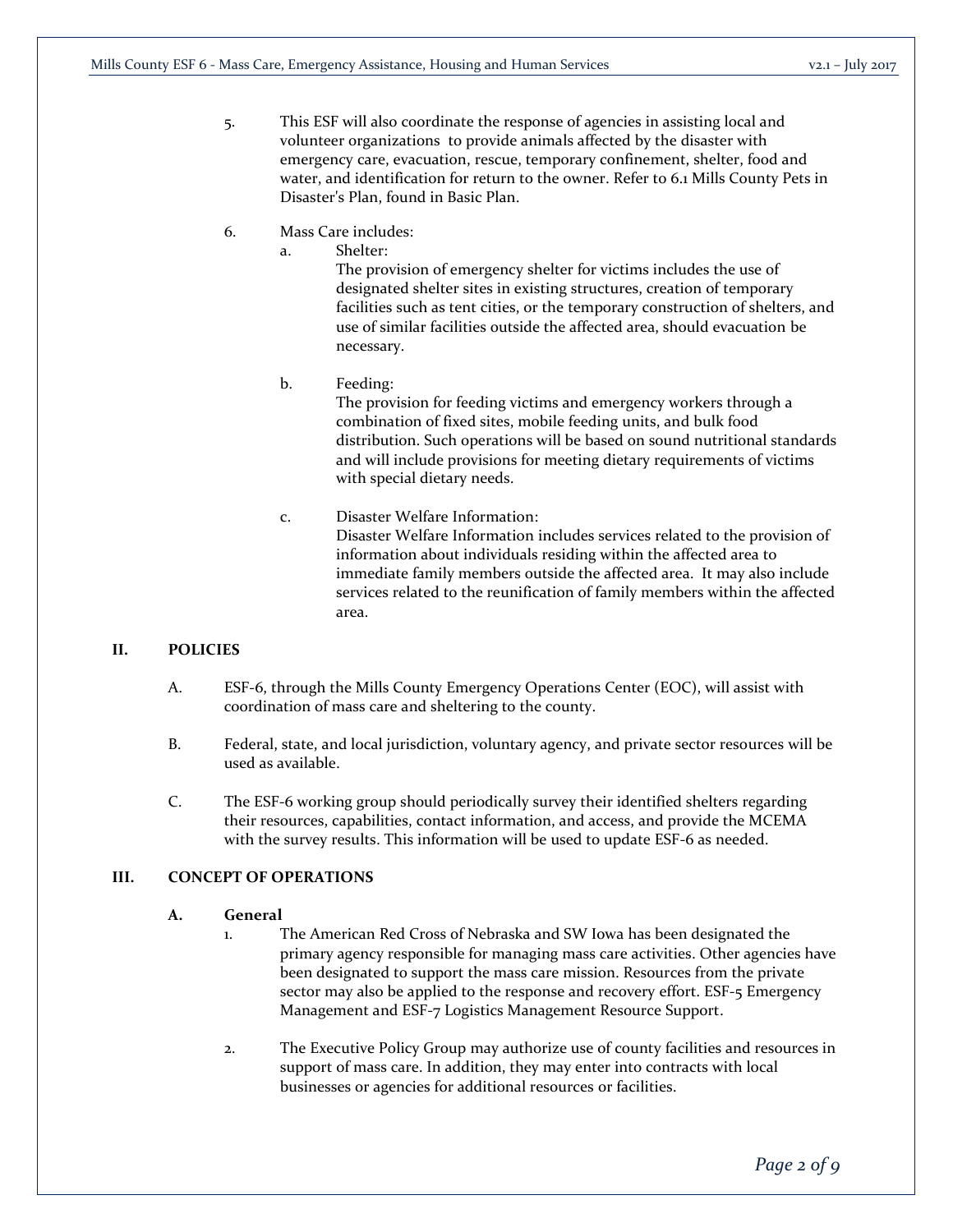5. This ESF will also coordinate the response of agencies in assisting local and volunteer organizations to provide animals affected by the disaster with emergency care, evacuation, rescue, temporary confinement, shelter, food and water, and identification for return to the owner. Refer to 6.1 Mills County Pets in Disaster's Plan, found in Basic Plan.

6. Mass Care includes:
   a. Shelter:
      The provision of emergency shelter for victims includes the use of designated shelter sites in existing structures, creation of temporary facilities such as tent cities, or the temporary construction of shelters, and use of similar facilities outside the affected area, should evacuation be necessary.

   b. Feeding:
      The provision for feeding victims and emergency workers through a combination of fixed sites, mobile feeding units, and bulk food distribution. Such operations will be based on sound nutritional standards and will include provisions for meeting dietary requirements of victims with special dietary needs.

   c. Disaster Welfare Information:
      Disaster Welfare Information includes services related to the provision of information about individuals residing within the affected area to immediate family members outside the affected area. It may also include services related to the reunification of family members within the affected area.

## II. POLICIES

A. ESF-6, through the Mills County Emergency Operations Center (EOC), will assist with coordination of mass care and sheltering to the county.

B. Federal, state, and local jurisdiction, voluntary agency, and private sector resources will be used as available.

C. The ESF-6 working group should periodically survey their identified shelters regarding their resources, capabilities, contact information, and access, and provide the MCEMA with the survey results. This information will be used to update ESF-6 as needed.

## III. CONCEPT OF OPERATIONS

### A. General

1. The American Red Cross of Nebraska and SW Iowa has been designated the primary agency responsible for managing mass care activities. Other agencies have been designated to support the mass care mission. Resources from the private sector may also be applied to the response and recovery effort. ESF-5 Emergency Management and ESF-7 Logistics Management Resource Support.

2. The Executive Policy Group may authorize use of county facilities and resources in support of mass care. In addition, they may enter into contracts with local businesses or agencies for additional resources or facilities.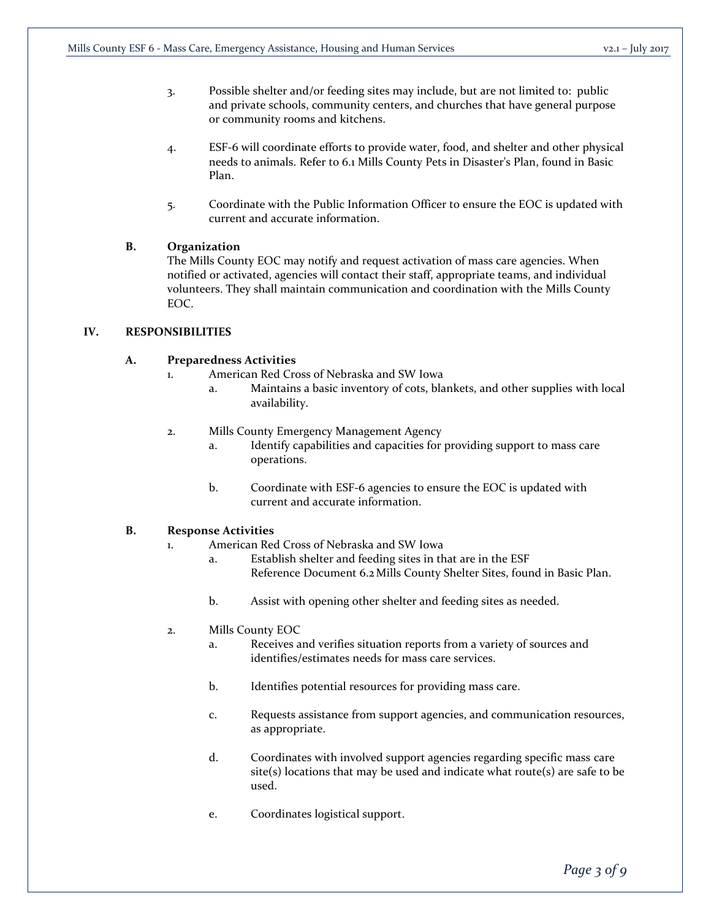3. Possible shelter and/or feeding sites may include, but are not limited to: public and private schools, community centers, and churches that have general purpose or community rooms and kitchens.

4. ESF-6 will coordinate efforts to provide water, food, and shelter and other physical needs to animals. Refer to 6.1 Mills County Pets in Disaster's Plan, found in Basic Plan.

5. Coordinate with the Public Information Officer to ensure the EOC is updated with current and accurate information.

**B. Organization**

The Mills County EOC may notify and request activation of mass care agencies. When notified or activated, agencies will contact their staff, appropriate teams, and individual volunteers. They shall maintain communication and coordination with the Mills County EOC.

## IV. RESPONSIBILITIES

### A. Preparedness Activities

1. American Red Cross of Nebraska and SW Iowa
    a. Maintains a basic inventory of cots, blankets, and other supplies with local availability.

2. Mills County Emergency Management Agency
    a. Identify capabilities and capacities for providing support to mass care operations.

    b. Coordinate with ESF-6 agencies to ensure the EOC is updated with current and accurate information.

### B. Response Activities

1. American Red Cross of Nebraska and SW Iowa
    a. Establish shelter and feeding sites in that are in the ESF Reference Document 6.2 Mills County Shelter Sites, found in Basic Plan.

    b. Assist with opening other shelter and feeding sites as needed.

2. Mills County EOC
    a. Receives and verifies situation reports from a variety of sources and identifies/estimates needs for mass care services.

    b. Identifies potential resources for providing mass care.

    c. Requests assistance from support agencies, and communication resources, as appropriate.

    d. Coordinates with involved support agencies regarding specific mass care site(s) locations that may be used and indicate what route(s) are safe to be used.

    e. Coordinates logistical support.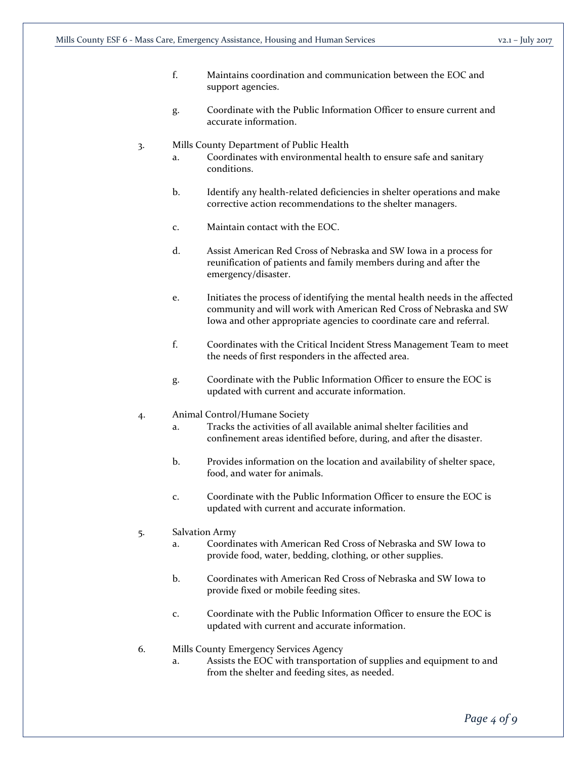f. Maintains coordination and communication between the EOC and support agencies.

g. Coordinate with the Public Information Officer to ensure current and accurate information.

3. Mills County Department of Public Health

   a. Coordinates with environmental health to ensure safe and sanitary conditions.

   b. Identify any health-related deficiencies in shelter operations and make corrective action recommendations to the shelter managers.

   c. Maintain contact with the EOC.

   d. Assist American Red Cross of Nebraska and SW Iowa in a process for reunification of patients and family members during and after the emergency/disaster.

   e. Initiates the process of identifying the mental health needs in the affected community and will work with American Red Cross of Nebraska and SW Iowa and other appropriate agencies to coordinate care and referral.

   f. Coordinates with the Critical Incident Stress Management Team to meet the needs of first responders in the affected area.

   g. Coordinate with the Public Information Officer to ensure the EOC is updated with current and accurate information.

4. Animal Control/Humane Society

   a. Tracks the activities of all available animal shelter facilities and confinement areas identified before, during, and after the disaster.

   b. Provides information on the location and availability of shelter space, food, and water for animals.

   c. Coordinate with the Public Information Officer to ensure the EOC is updated with current and accurate information.

5. Salvation Army

   a. Coordinates with American Red Cross of Nebraska and SW Iowa to provide food, water, bedding, clothing, or other supplies.

   b. Coordinates with American Red Cross of Nebraska and SW Iowa to provide fixed or mobile feeding sites.

   c. Coordinate with the Public Information Officer to ensure the EOC is updated with current and accurate information.

6. Mills County Emergency Services Agency

   a. Assists the EOC with transportation of supplies and equipment to and from the shelter and feeding sites, as needed.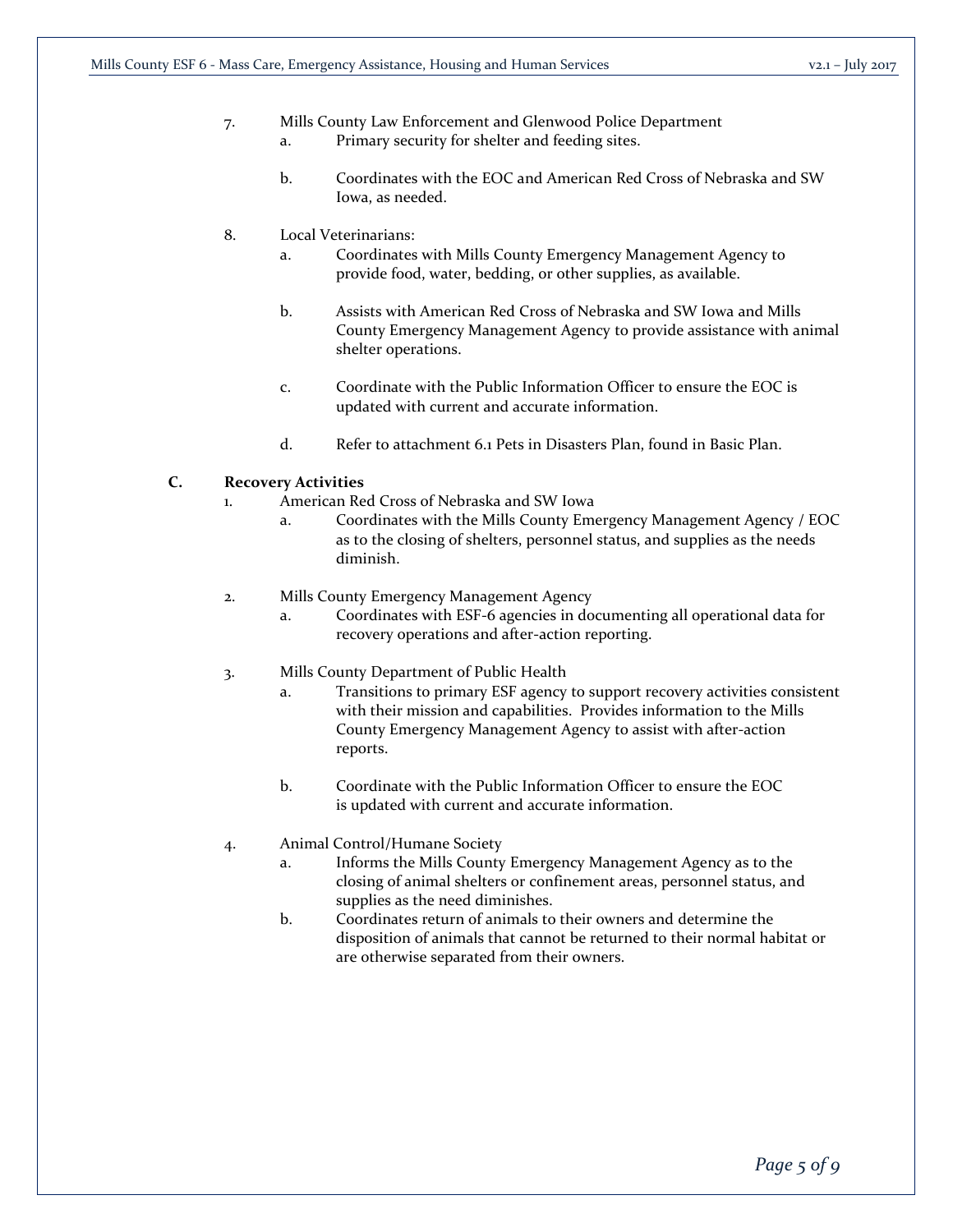7. Mills County Law Enforcement and Glenwood Police Department
    a. Primary security for shelter and feeding sites.

    b. Coordinates with the EOC and American Red Cross of Nebraska and SW Iowa, as needed.

8. Local Veterinarians:
    a. Coordinates with Mills County Emergency Management Agency to provide food, water, bedding, or other supplies, as available.

    b. Assists with American Red Cross of Nebraska and SW Iowa and Mills County Emergency Management Agency to provide assistance with animal shelter operations.

    c. Coordinate with the Public Information Officer to ensure the EOC is updated with current and accurate information.

    d. Refer to attachment 6.1 Pets in Disasters Plan, found in Basic Plan.

**C. Recovery Activities**

1. American Red Cross of Nebraska and SW Iowa
    a. Coordinates with the Mills County Emergency Management Agency / EOC as to the closing of shelters, personnel status, and supplies as the needs diminish.

2. Mills County Emergency Management Agency
    a. Coordinates with ESF-6 agencies in documenting all operational data for recovery operations and after-action reporting.

3. Mills County Department of Public Health
    a. Transitions to primary ESF agency to support recovery activities consistent with their mission and capabilities. Provides information to the Mills County Emergency Management Agency to assist with after-action reports.

    b. Coordinate with the Public Information Officer to ensure the EOC is updated with current and accurate information.

4. Animal Control/Humane Society
    a. Informs the Mills County Emergency Management Agency as to the closing of animal shelters or confinement areas, personnel status, and supplies as the need diminishes.
    b. Coordinates return of animals to their owners and determine the disposition of animals that cannot be returned to their normal habitat or are otherwise separated from their owners.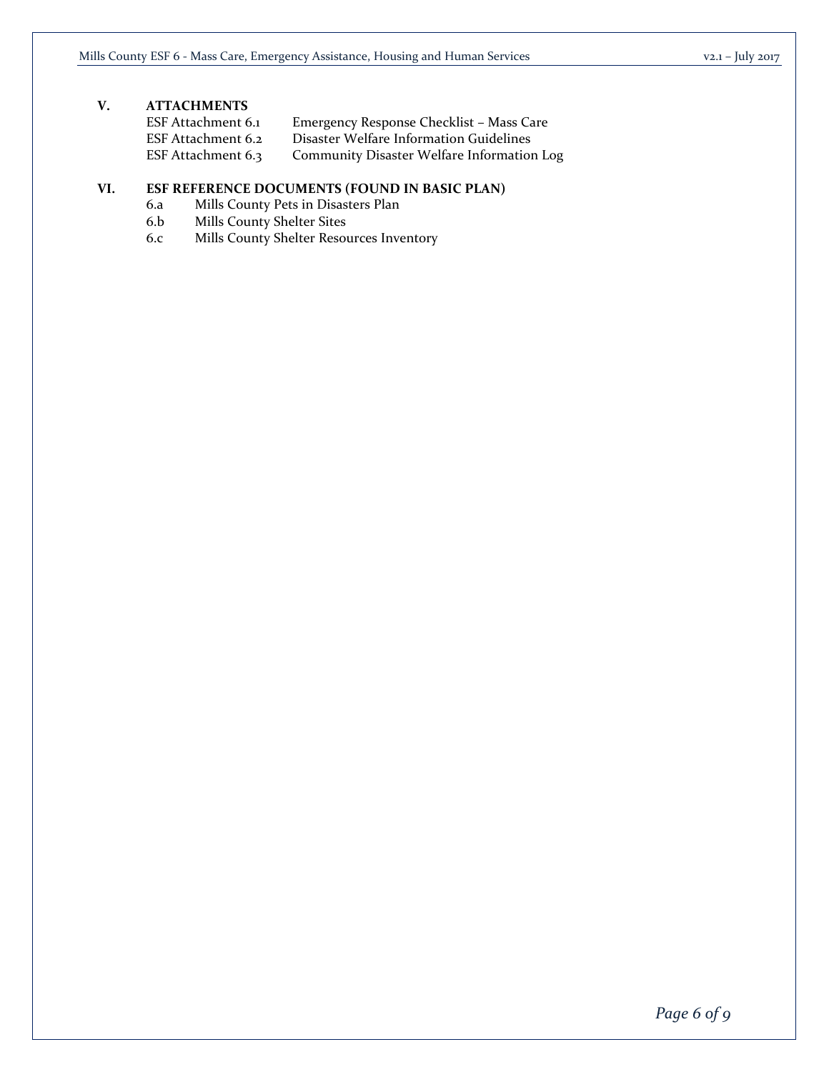## V. ATTACHMENTS

| | |
|---|---|
| ESF Attachment 6.1 | Emergency Response Checklist – Mass Care |
| ESF Attachment 6.2 | Disaster Welfare Information Guidelines |
| ESF Attachment 6.3 | Community Disaster Welfare Information Log |

## VI. ESF REFERENCE DOCUMENTS (FOUND IN BASIC PLAN)

- 6.a Mills County Pets in Disasters Plan
- 6.b Mills County Shelter Sites
- 6.c Mills County Shelter Resources Inventory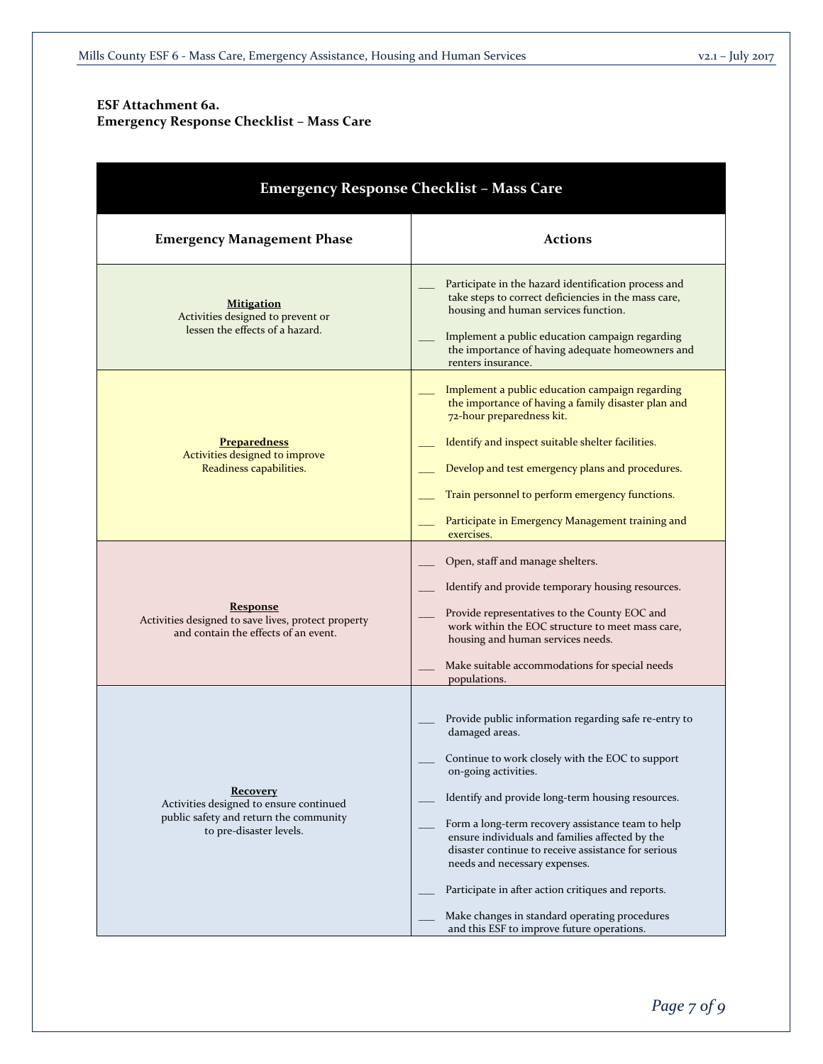**ESF Attachment 6a.**
**Emergency Response Checklist – Mass Care**

| Emergency Response Checklist – Mass Care | |
|---|---|
| **Emergency Management Phase** | **Actions** |
| **Mitigation**<br>Activities designed to prevent or lessen the effects of a hazard. | ___ Participate in the hazard identification process and take steps to correct deficiencies in the mass care, housing and human services function.<br><br>___ Implement a public education campaign regarding the importance of having adequate homeowners and renters insurance. |
| **Preparedness**<br>Activities designed to improve Readiness capabilities. | ___ Implement a public education campaign regarding the importance of having a family disaster plan and 72-hour preparedness kit.<br><br>___ Identify and inspect suitable shelter facilities.<br><br>___ Develop and test emergency plans and procedures.<br><br>___ Train personnel to perform emergency functions.<br><br>___ Participate in Emergency Management training and exercises. |
| **Response**<br>Activities designed to save lives, protect property and contain the effects of an event. | ___ Open, staff and manage shelters.<br><br>___ Identify and provide temporary housing resources.<br><br>___ Provide representatives to the County EOC and work within the EOC structure to meet mass care, housing and human services needs.<br><br>___ Make suitable accommodations for special needs populations. |
| **Recovery**<br>Activities designed to ensure continued public safety and return the community to pre-disaster levels. | ___ Provide public information regarding safe re-entry to damaged areas.<br><br>___ Continue to work closely with the EOC to support on-going activities.<br><br>___ Identify and provide long-term housing resources.<br><br>___ Form a long-term recovery assistance team to help ensure individuals and families affected by the disaster continue to receive assistance for serious needs and necessary expenses.<br><br>___ Participate in after action critiques and reports.<br><br>___ Make changes in standard operating procedures and this ESF to improve future operations. |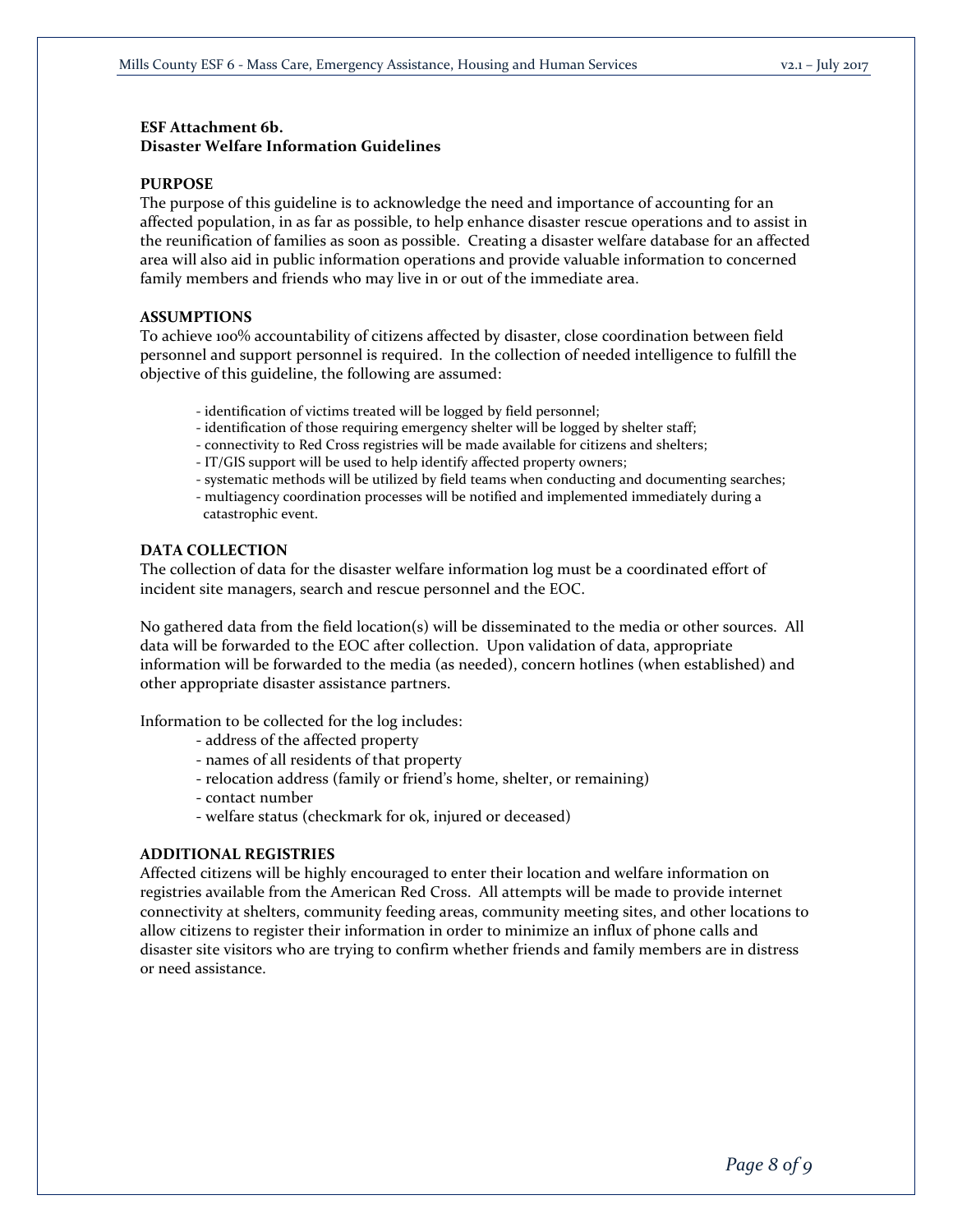**ESF Attachment 6b.**
**Disaster Welfare Information Guidelines**

**PURPOSE**

The purpose of this guideline is to acknowledge the need and importance of accounting for an affected population, in as far as possible, to help enhance disaster rescue operations and to assist in the reunification of families as soon as possible. Creating a disaster welfare database for an affected area will also aid in public information operations and provide valuable information to concerned family members and friends who may live in or out of the immediate area.

**ASSUMPTIONS**

To achieve 100% accountability of citizens affected by disaster, close coordination between field personnel and support personnel is required. In the collection of needed intelligence to fulfill the objective of this guideline, the following are assumed:

- identification of victims treated will be logged by field personnel;
- identification of those requiring emergency shelter will be logged by shelter staff;
- connectivity to Red Cross registries will be made available for citizens and shelters;
- IT/GIS support will be used to help identify affected property owners;
- systematic methods will be utilized by field teams when conducting and documenting searches;
- multiagency coordination processes will be notified and implemented immediately during a catastrophic event.

**DATA COLLECTION**

The collection of data for the disaster welfare information log must be a coordinated effort of incident site managers, search and rescue personnel and the EOC.

No gathered data from the field location(s) will be disseminated to the media or other sources. All data will be forwarded to the EOC after collection. Upon validation of data, appropriate information will be forwarded to the media (as needed), concern hotlines (when established) and other appropriate disaster assistance partners.

Information to be collected for the log includes:

- address of the affected property
- names of all residents of that property
- relocation address (family or friend's home, shelter, or remaining)
- contact number
- welfare status (checkmark for ok, injured or deceased)

**ADDITIONAL REGISTRIES**

Affected citizens will be highly encouraged to enter their location and welfare information on registries available from the American Red Cross. All attempts will be made to provide internet connectivity at shelters, community feeding areas, community meeting sites, and other locations to allow citizens to register their information in order to minimize an influx of phone calls and disaster site visitors who are trying to confirm whether friends and family members are in distress or need assistance.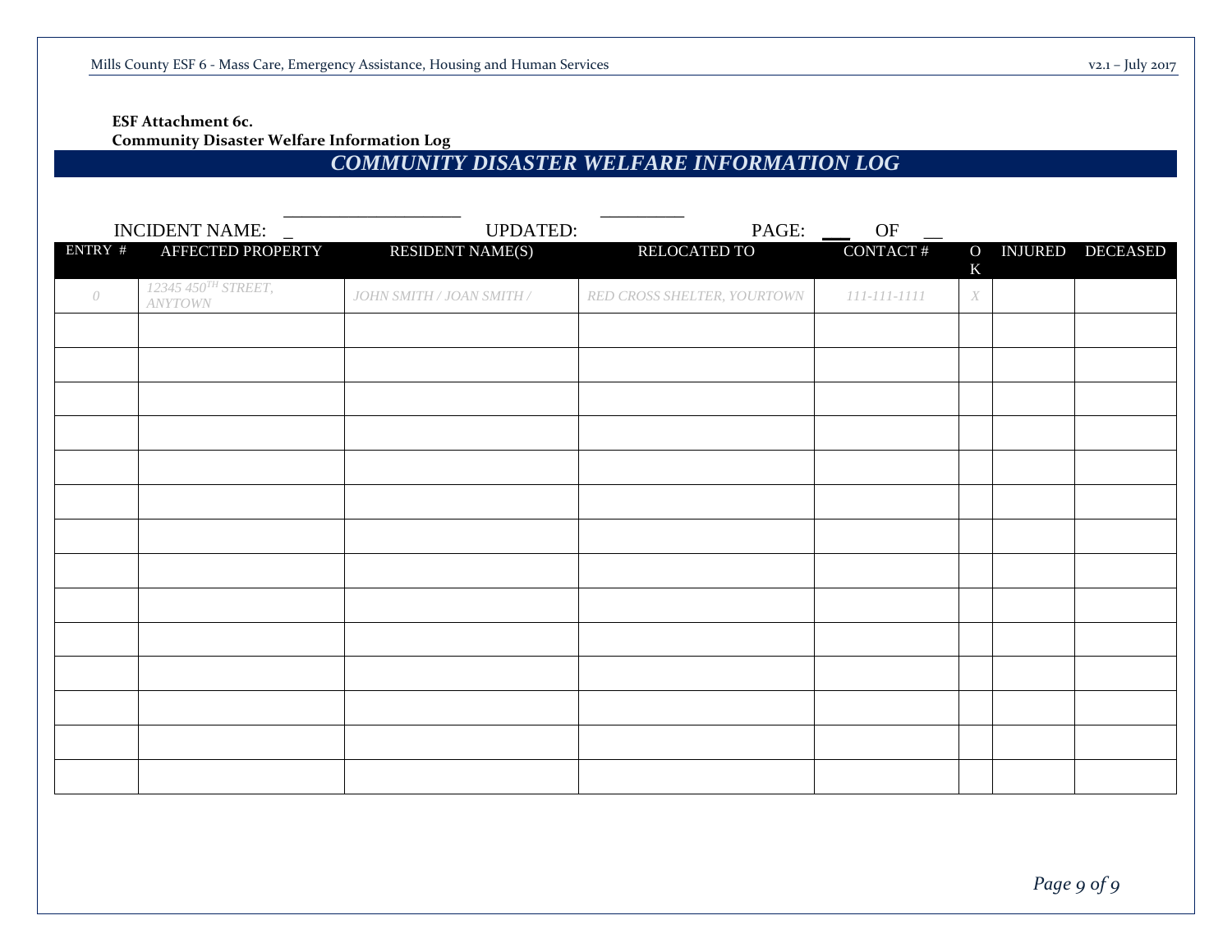**ESF Attachment 6c.**
**Community Disaster Welfare Information Log**

# *COMMUNITY DISASTER WELFARE INFORMATION LOG*

INCIDENT NAME: ____________________ UPDATED: __________ PAGE: ___ OF ___

| ENTRY # | AFFECTED PROPERTY | RESIDENT NAME(S) | RELOCATED TO | CONTACT # | OK | INJURED | DECEASED |
|---|---|---|---|---|---|---|---|
| *0* | *12345 450TH STREET, ANYTOWN* | *JOHN SMITH / JOAN SMITH /* | *RED CROSS SHELTER, YOURTOWN* | *111-111-1111* | *X* | | |
| | | | | | | | |
| | | | | | | | |
| | | | | | | | |
| | | | | | | | |
| | | | | | | | |
| | | | | | | | |
| | | | | | | | |
| | | | | | | | |
| | | | | | | | |
| | | | | | | | |
| | | | | | | | |
| | | | | | | | |
| | | | | | | | |
| | | | | | | | |